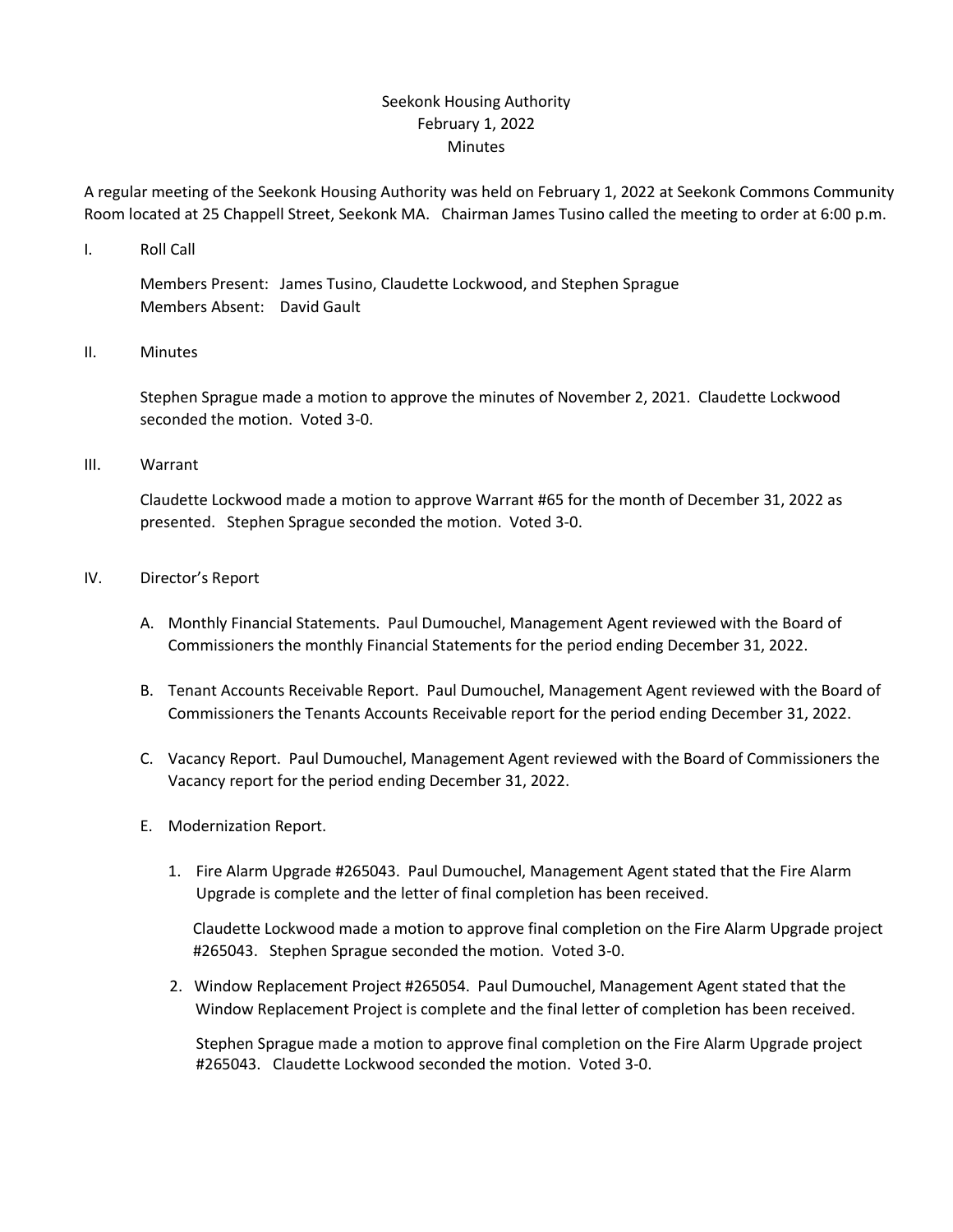# Seekonk Housing Authority
## February 1, 2022
## Minutes

A regular meeting of the Seekonk Housing Authority was held on February 1, 2022 at Seekonk Commons Community Room located at 25 Chappell Street, Seekonk MA. Chairman James Tusino called the meeting to order at 6:00 p.m.

I. Roll Call

Members Present: James Tusino, Claudette Lockwood, and Stephen Sprague
Members Absent: David Gault

II. Minutes

Stephen Sprague made a motion to approve the minutes of November 2, 2021. Claudette Lockwood seconded the motion. Voted 3-0.

III. Warrant

Claudette Lockwood made a motion to approve Warrant #65 for the month of December 31, 2022 as presented. Stephen Sprague seconded the motion. Voted 3-0.

IV. Director's Report

A. Monthly Financial Statements. Paul Dumouchel, Management Agent reviewed with the Board of Commissioners the monthly Financial Statements for the period ending December 31, 2022.

B. Tenant Accounts Receivable Report. Paul Dumouchel, Management Agent reviewed with the Board of Commissioners the Tenants Accounts Receivable report for the period ending December 31, 2022.

C. Vacancy Report. Paul Dumouchel, Management Agent reviewed with the Board of Commissioners the Vacancy report for the period ending December 31, 2022.

E. Modernization Report.

1. Fire Alarm Upgrade #265043. Paul Dumouchel, Management Agent stated that the Fire Alarm Upgrade is complete and the letter of final completion has been received.

   Claudette Lockwood made a motion to approve final completion on the Fire Alarm Upgrade project #265043. Stephen Sprague seconded the motion. Voted 3-0.

2. Window Replacement Project #265054. Paul Dumouchel, Management Agent stated that the Window Replacement Project is complete and the final letter of completion has been received.

   Stephen Sprague made a motion to approve final completion on the Fire Alarm Upgrade project #265043. Claudette Lockwood seconded the motion. Voted 3-0.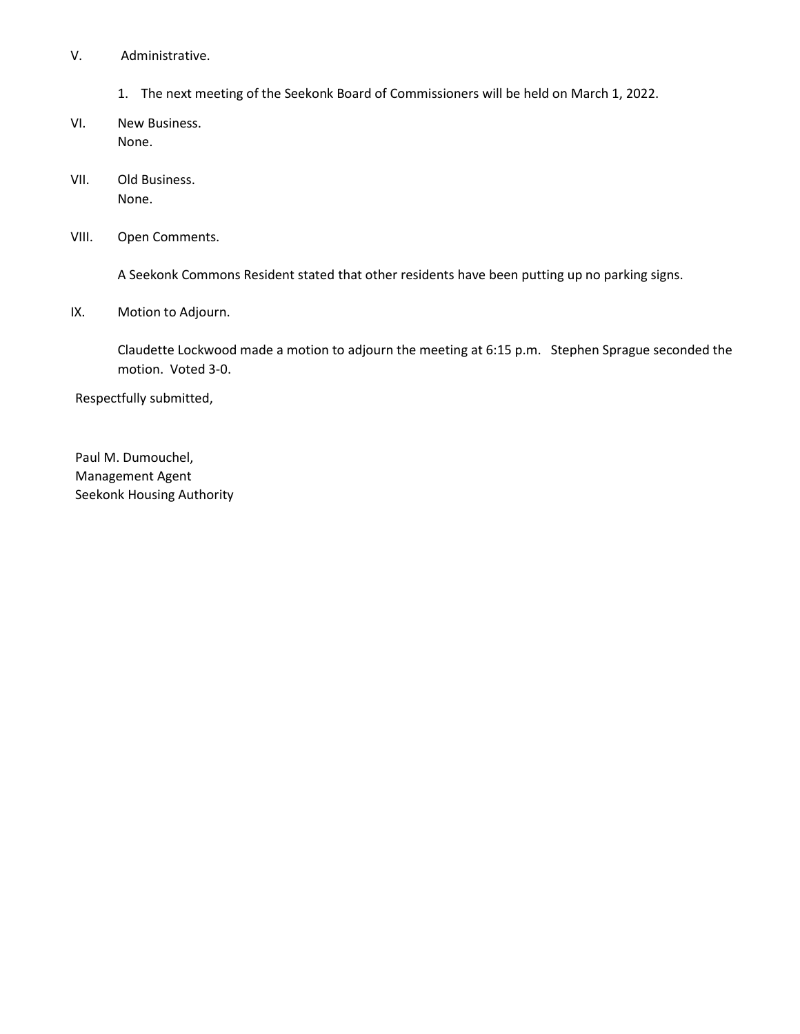V. Administrative.

1. The next meeting of the Seekonk Board of Commissioners will be held on March 1, 2022.

VI. New Business.
None.

VII. Old Business.
None.

VIII. Open Comments.

A Seekonk Commons Resident stated that other residents have been putting up no parking signs.

IX. Motion to Adjourn.

Claudette Lockwood made a motion to adjourn the meeting at 6:15 p.m. Stephen Sprague seconded the motion. Voted 3-0.

Respectfully submitted,

Paul M. Dumouchel,
Management Agent
Seekonk Housing Authority